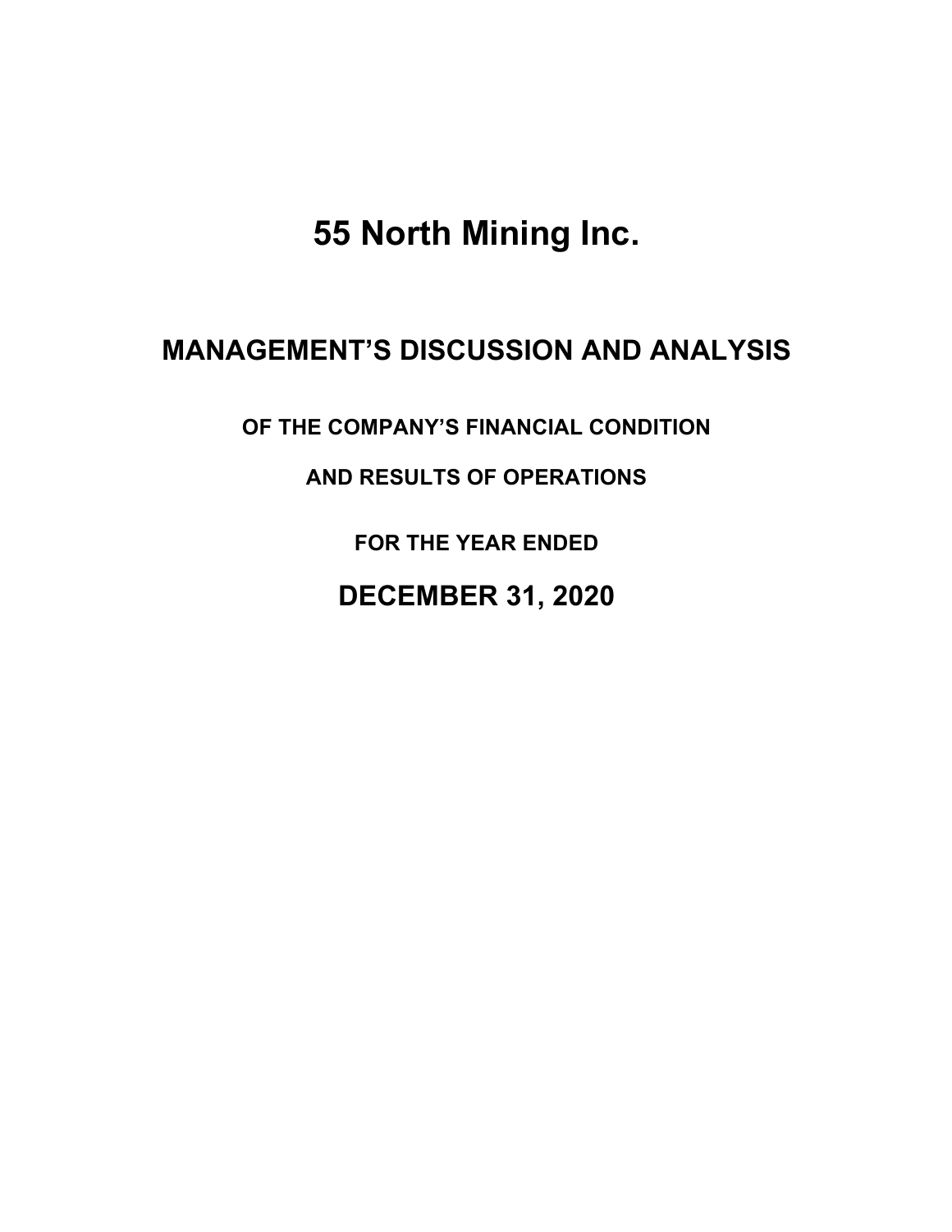# 55 North Mining Inc.

## MANAGEMENT'S DISCUSSION AND ANALYSIS

### OF THE COMPANY'S FINANCIAL CONDITION

### AND RESULTS OF OPERATIONS

### FOR THE YEAR ENDED

## DECEMBER 31, 2020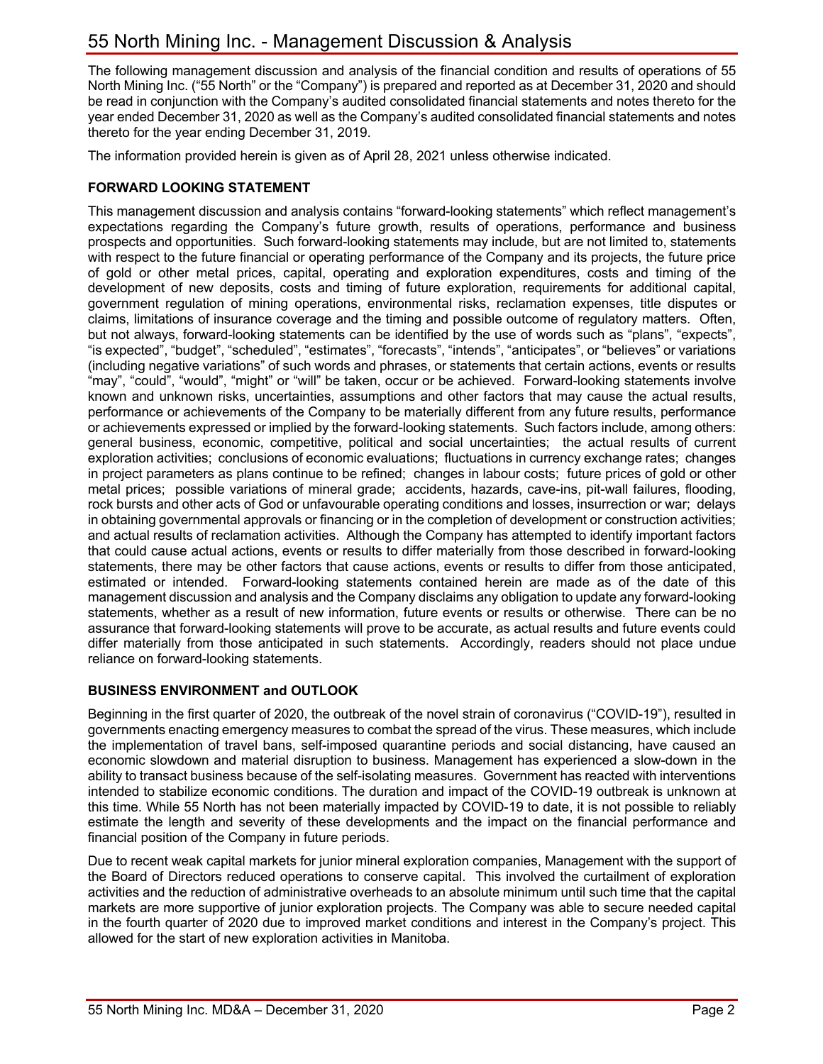# 55 North Mining Inc. - Management Discussion & Analysis

The following management discussion and analysis of the financial condition and results of operations of 55 North Mining Inc. ("55 North" or the "Company") is prepared and reported as at December 31, 2020 and should be read in conjunction with the Company's audited consolidated financial statements and notes thereto for the year ended December 31, 2020 as well as the Company's audited consolidated financial statements and notes thereto for the year ending December 31, 2019.

The information provided herein is given as of April 28, 2021 unless otherwise indicated.

**FORWARD LOOKING STATEMENT**

This management discussion and analysis contains "forward-looking statements" which reflect management's expectations regarding the Company's future growth, results of operations, performance and business prospects and opportunities. Such forward-looking statements may include, but are not limited to, statements with respect to the future financial or operating performance of the Company and its projects, the future price of gold or other metal prices, capital, operating and exploration expenditures, costs and timing of the development of new deposits, costs and timing of future exploration, requirements for additional capital, government regulation of mining operations, environmental risks, reclamation expenses, title disputes or claims, limitations of insurance coverage and the timing and possible outcome of regulatory matters. Often, but not always, forward-looking statements can be identified by the use of words such as "plans", "expects", "is expected", "budget", "scheduled", "estimates", "forecasts", "intends", "anticipates", or "believes" or variations (including negative variations" of such words and phrases, or statements that certain actions, events or results "may", "could", "would", "might" or "will" be taken, occur or be achieved. Forward-looking statements involve known and unknown risks, uncertainties, assumptions and other factors that may cause the actual results, performance or achievements of the Company to be materially different from any future results, performance or achievements expressed or implied by the forward-looking statements. Such factors include, among others: general business, economic, competitive, political and social uncertainties; the actual results of current exploration activities; conclusions of economic evaluations; fluctuations in currency exchange rates; changes in project parameters as plans continue to be refined; changes in labour costs; future prices of gold or other metal prices; possible variations of mineral grade; accidents, hazards, cave-ins, pit-wall failures, flooding, rock bursts and other acts of God or unfavourable operating conditions and losses, insurrection or war; delays in obtaining governmental approvals or financing or in the completion of development or construction activities; and actual results of reclamation activities. Although the Company has attempted to identify important factors that could cause actual actions, events or results to differ materially from those described in forward-looking statements, there may be other factors that cause actions, events or results to differ from those anticipated, estimated or intended. Forward-looking statements contained herein are made as of the date of this management discussion and analysis and the Company disclaims any obligation to update any forward-looking statements, whether as a result of new information, future events or results or otherwise. There can be no assurance that forward-looking statements will prove to be accurate, as actual results and future events could differ materially from those anticipated in such statements. Accordingly, readers should not place undue reliance on forward-looking statements.

**BUSINESS ENVIRONMENT and OUTLOOK**

Beginning in the first quarter of 2020, the outbreak of the novel strain of coronavirus ("COVID-19"), resulted in governments enacting emergency measures to combat the spread of the virus. These measures, which include the implementation of travel bans, self-imposed quarantine periods and social distancing, have caused an economic slowdown and material disruption to business. Management has experienced a slow-down in the ability to transact business because of the self-isolating measures. Government has reacted with interventions intended to stabilize economic conditions. The duration and impact of the COVID-19 outbreak is unknown at this time. While 55 North has not been materially impacted by COVID-19 to date, it is not possible to reliably estimate the length and severity of these developments and the impact on the financial performance and financial position of the Company in future periods.

Due to recent weak capital markets for junior mineral exploration companies, Management with the support of the Board of Directors reduced operations to conserve capital. This involved the curtailment of exploration activities and the reduction of administrative overheads to an absolute minimum until such time that the capital markets are more supportive of junior exploration projects. The Company was able to secure needed capital in the fourth quarter of 2020 due to improved market conditions and interest in the Company's project. This allowed for the start of new exploration activities in Manitoba.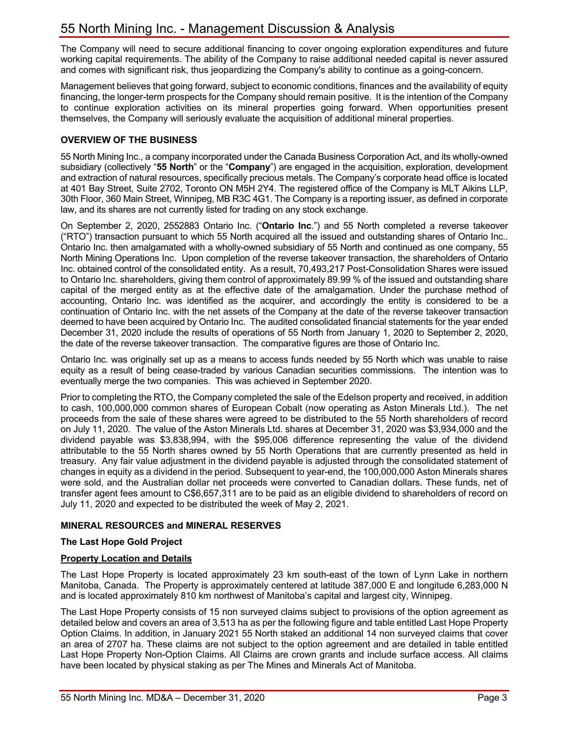The Company will need to secure additional financing to cover ongoing exploration expenditures and future working capital requirements. The ability of the Company to raise additional needed capital is never assured and comes with significant risk, thus jeopardizing the Company's ability to continue as a going-concern.

Management believes that going forward, subject to economic conditions, finances and the availability of equity financing, the longer-term prospects for the Company should remain positive. It is the intention of the Company to continue exploration activities on its mineral properties going forward. When opportunities present themselves, the Company will seriously evaluate the acquisition of additional mineral properties.

## OVERVIEW OF THE BUSINESS

55 North Mining Inc., a company incorporated under the Canada Business Corporation Act, and its wholly-owned subsidiary (collectively "**55 North**" or the "**Company**") are engaged in the acquisition, exploration, development and extraction of natural resources, specifically precious metals. The Company's corporate head office is located at 401 Bay Street, Suite 2702, Toronto ON M5H 2Y4. The registered office of the Company is MLT Aikins LLP, 30th Floor, 360 Main Street, Winnipeg, MB R3C 4G1. The Company is a reporting issuer, as defined in corporate law, and its shares are not currently listed for trading on any stock exchange.

On September 2, 2020, 2552883 Ontario Inc. ("**Ontario Inc**.") and 55 North completed a reverse takeover ("RTO") transaction pursuant to which 55 North acquired all the issued and outstanding shares of Ontario Inc.. Ontario Inc. then amalgamated with a wholly-owned subsidiary of 55 North and continued as one company, 55 North Mining Operations Inc. Upon completion of the reverse takeover transaction, the shareholders of Ontario Inc. obtained control of the consolidated entity. As a result, 70,493,217 Post-Consolidation Shares were issued to Ontario Inc. shareholders, giving them control of approximately 89.99 % of the issued and outstanding share capital of the merged entity as at the effective date of the amalgamation. Under the purchase method of accounting, Ontario Inc. was identified as the acquirer, and accordingly the entity is considered to be a continuation of Ontario Inc. with the net assets of the Company at the date of the reverse takeover transaction deemed to have been acquired by Ontario Inc. The audited consolidated financial statements for the year ended December 31, 2020 include the results of operations of 55 North from January 1, 2020 to September 2, 2020, the date of the reverse takeover transaction. The comparative figures are those of Ontario Inc.

Ontario Inc. was originally set up as a means to access funds needed by 55 North which was unable to raise equity as a result of being cease-traded by various Canadian securities commissions. The intention was to eventually merge the two companies. This was achieved in September 2020.

Prior to completing the RTO, the Company completed the sale of the Edelson property and received, in addition to cash, 100,000,000 common shares of European Cobalt (now operating as Aston Minerals Ltd.). The net proceeds from the sale of these shares were agreed to be distributed to the 55 North shareholders of record on July 11, 2020. The value of the Aston Minerals Ltd. shares at December 31, 2020 was $3,934,000 and the dividend payable was $3,838,994, with the $95,006 difference representing the value of the dividend attributable to the 55 North shares owned by 55 North Operations that are currently presented as held in treasury. Any fair value adjustment in the dividend payable is adjusted through the consolidated statement of changes in equity as a dividend in the period. Subsequent to year-end, the 100,000,000 Aston Minerals shares were sold, and the Australian dollar net proceeds were converted to Canadian dollars. These funds, net of transfer agent fees amount to C$6,657,311 are to be paid as an eligible dividend to shareholders of record on July 11, 2020 and expected to be distributed the week of May 2, 2021.

## MINERAL RESOURCES and MINERAL RESERVES

### The Last Hope Gold Project

#### Property Location and Details

The Last Hope Property is located approximately 23 km south-east of the town of Lynn Lake in northern Manitoba, Canada. The Property is approximately centered at latitude 387,000 E and longitude 6,283,000 N and is located approximately 810 km northwest of Manitoba's capital and largest city, Winnipeg.

The Last Hope Property consists of 15 non surveyed claims subject to provisions of the option agreement as detailed below and covers an area of 3,513 ha as per the following figure and table entitled Last Hope Property Option Claims. In addition, in January 2021 55 North staked an additional 14 non surveyed claims that cover an area of 2707 ha. These claims are not subject to the option agreement and are detailed in table entitled Last Hope Property Non-Option Claims. All Claims are crown grants and include surface access. All claims have been located by physical staking as per The Mines and Minerals Act of Manitoba.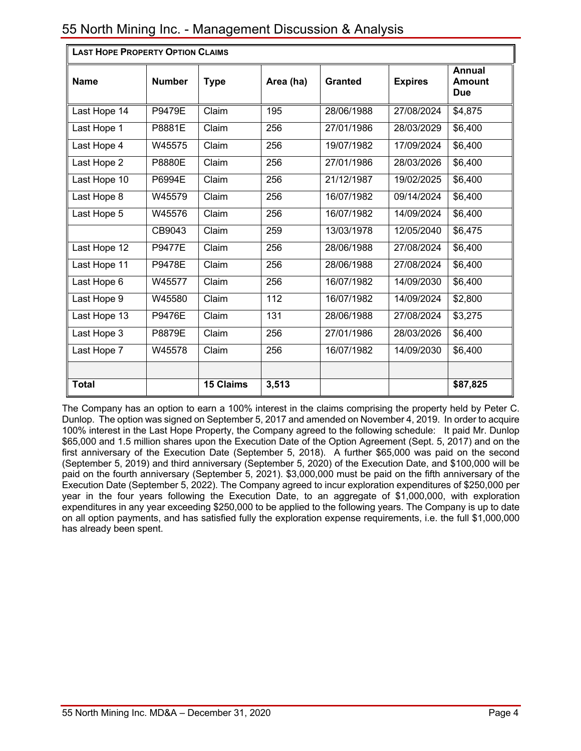| **LAST HOPE PROPERTY OPTION CLAIMS** | | | | | | |
|---|---|---|---|---|---|---|
| **Name** | **Number** | **Type** | **Area (ha)** | **Granted** | **Expires** | **Annual Amount Due** |
| Last Hope 14 | P9479E | Claim | 195 | 28/06/1988 | 27/08/2024 | $4,875 |
| Last Hope 1 | P8881E | Claim | 256 | 27/01/1986 | 28/03/2029 | $6,400 |
| Last Hope 4 | W45575 | Claim | 256 | 19/07/1982 | 17/09/2024 | $6,400 |
| Last Hope 2 | P8880E | Claim | 256 | 27/01/1986 | 28/03/2026 | $6,400 |
| Last Hope 10 | P6994E | Claim | 256 | 21/12/1987 | 19/02/2025 | $6,400 |
| Last Hope 8 | W45579 | Claim | 256 | 16/07/1982 | 09/14/2024 | $6,400 |
| Last Hope 5 | W45576 | Claim | 256 | 16/07/1982 | 14/09/2024 | $6,400 |
| | CB9043 | Claim | 259 | 13/03/1978 | 12/05/2040 | $6,475 |
| Last Hope 12 | P9477E | Claim | 256 | 28/06/1988 | 27/08/2024 | $6,400 |
| Last Hope 11 | P9478E | Claim | 256 | 28/06/1988 | 27/08/2024 | $6,400 |
| Last Hope 6 | W45577 | Claim | 256 | 16/07/1982 | 14/09/2030 | $6,400 |
| Last Hope 9 | W45580 | Claim | 112 | 16/07/1982 | 14/09/2024 | $2,800 |
| Last Hope 13 | P9476E | Claim | 131 | 28/06/1988 | 27/08/2024 | $3,275 |
| Last Hope 3 | P8879E | Claim | 256 | 27/01/1986 | 28/03/2026 | $6,400 |
| Last Hope 7 | W45578 | Claim | 256 | 16/07/1982 | 14/09/2030 | $6,400 |
| | | | | | | |
| **Total** | | **15 Claims** | **3,513** | | | **$87,825** |

The Company has an option to earn a 100% interest in the claims comprising the property held by Peter C. Dunlop. The option was signed on September 5, 2017 and amended on November 4, 2019. In order to acquire 100% interest in the Last Hope Property, the Company agreed to the following schedule: It paid Mr. Dunlop $65,000 and 1.5 million shares upon the Execution Date of the Option Agreement (Sept. 5, 2017) and on the first anniversary of the Execution Date (September 5, 2018). A further $65,000 was paid on the second (September 5, 2019) and third anniversary (September 5, 2020) of the Execution Date, and $100,000 will be paid on the fourth anniversary (September 5, 2021). $3,000,000 must be paid on the fifth anniversary of the Execution Date (September 5, 2022). The Company agreed to incur exploration expenditures of $250,000 per year in the four years following the Execution Date, to an aggregate of $1,000,000, with exploration expenditures in any year exceeding $250,000 to be applied to the following years. The Company is up to date on all option payments, and has satisfied fully the exploration expense requirements, i.e. the full $1,000,000 has already been spent.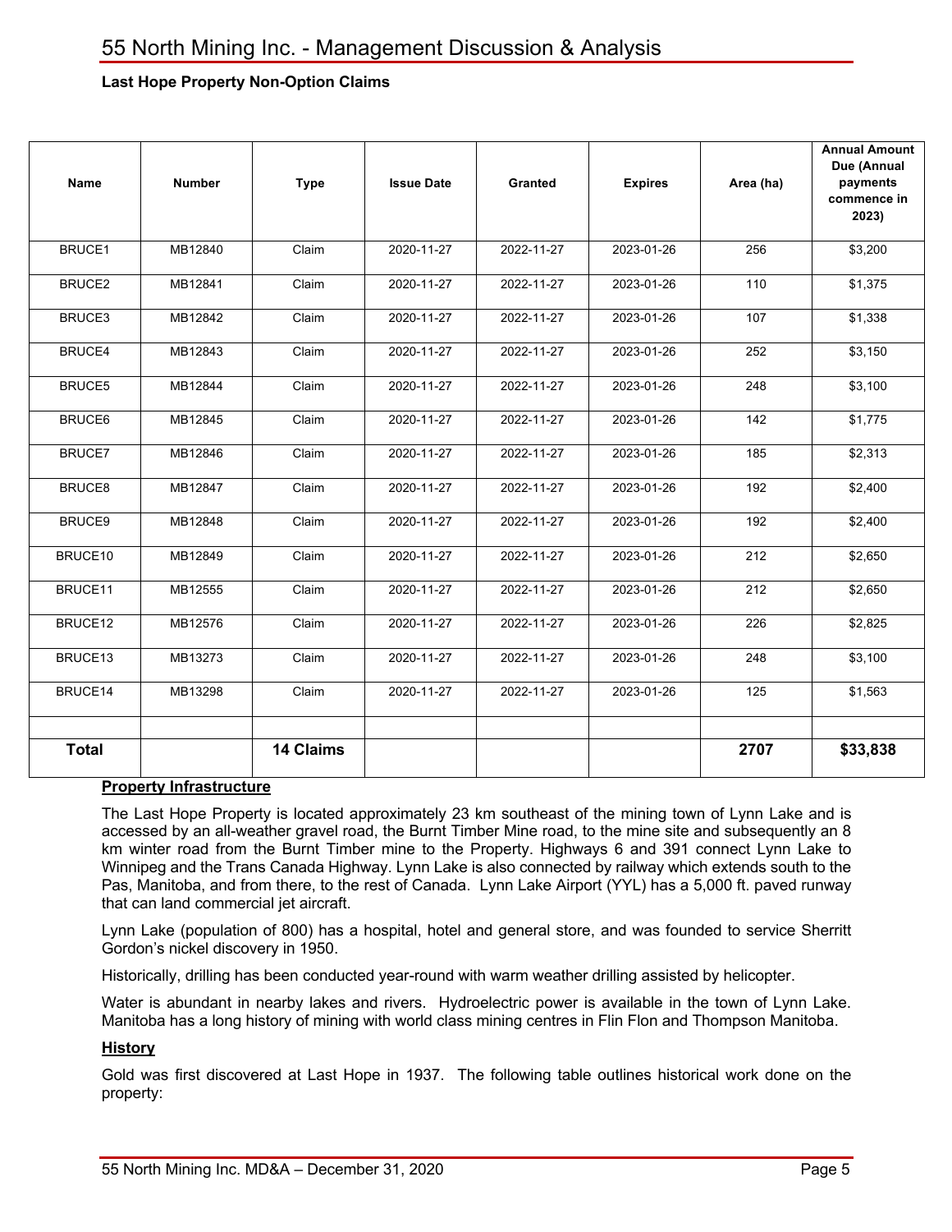**Last Hope Property Non-Option Claims**

| Name | Number | Type | Issue Date | Granted | Expires | Area (ha) | Annual Amount Due (Annual payments commence in 2023) |
|---|---|---|---|---|---|---|---|
| BRUCE1 | MB12840 | Claim | 2020-11-27 | 2022-11-27 | 2023-01-26 | 256 | $3,200 |
| BRUCE2 | MB12841 | Claim | 2020-11-27 | 2022-11-27 | 2023-01-26 | 110 | $1,375 |
| BRUCE3 | MB12842 | Claim | 2020-11-27 | 2022-11-27 | 2023-01-26 | 107 | $1,338 |
| BRUCE4 | MB12843 | Claim | 2020-11-27 | 2022-11-27 | 2023-01-26 | 252 | $3,150 |
| BRUCE5 | MB12844 | Claim | 2020-11-27 | 2022-11-27 | 2023-01-26 | 248 | $3,100 |
| BRUCE6 | MB12845 | Claim | 2020-11-27 | 2022-11-27 | 2023-01-26 | 142 | $1,775 |
| BRUCE7 | MB12846 | Claim | 2020-11-27 | 2022-11-27 | 2023-01-26 | 185 | $2,313 |
| BRUCE8 | MB12847 | Claim | 2020-11-27 | 2022-11-27 | 2023-01-26 | 192 | $2,400 |
| BRUCE9 | MB12848 | Claim | 2020-11-27 | 2022-11-27 | 2023-01-26 | 192 | $2,400 |
| BRUCE10 | MB12849 | Claim | 2020-11-27 | 2022-11-27 | 2023-01-26 | 212 | $2,650 |
| BRUCE11 | MB12555 | Claim | 2020-11-27 | 2022-11-27 | 2023-01-26 | 212 | $2,650 |
| BRUCE12 | MB12576 | Claim | 2020-11-27 | 2022-11-27 | 2023-01-26 | 226 | $2,825 |
| BRUCE13 | MB13273 | Claim | 2020-11-27 | 2022-11-27 | 2023-01-26 | 248 | $3,100 |
| BRUCE14 | MB13298 | Claim | 2020-11-27 | 2022-11-27 | 2023-01-26 | 125 | $1,563 |
| | | | | | | | |
| **Total** | | **14 Claims** | | | | **2707** | **$33,838** |

**Property Infrastructure**

The Last Hope Property is located approximately 23 km southeast of the mining town of Lynn Lake and is accessed by an all-weather gravel road, the Burnt Timber Mine road, to the mine site and subsequently an 8 km winter road from the Burnt Timber mine to the Property. Highways 6 and 391 connect Lynn Lake to Winnipeg and the Trans Canada Highway. Lynn Lake is also connected by railway which extends south to the Pas, Manitoba, and from there, to the rest of Canada. Lynn Lake Airport (YYL) has a 5,000 ft. paved runway that can land commercial jet aircraft.

Lynn Lake (population of 800) has a hospital, hotel and general store, and was founded to service Sherritt Gordon's nickel discovery in 1950.

Historically, drilling has been conducted year-round with warm weather drilling assisted by helicopter.

Water is abundant in nearby lakes and rivers. Hydroelectric power is available in the town of Lynn Lake. Manitoba has a long history of mining with world class mining centres in Flin Flon and Thompson Manitoba.

**History**

Gold was first discovered at Last Hope in 1937. The following table outlines historical work done on the property: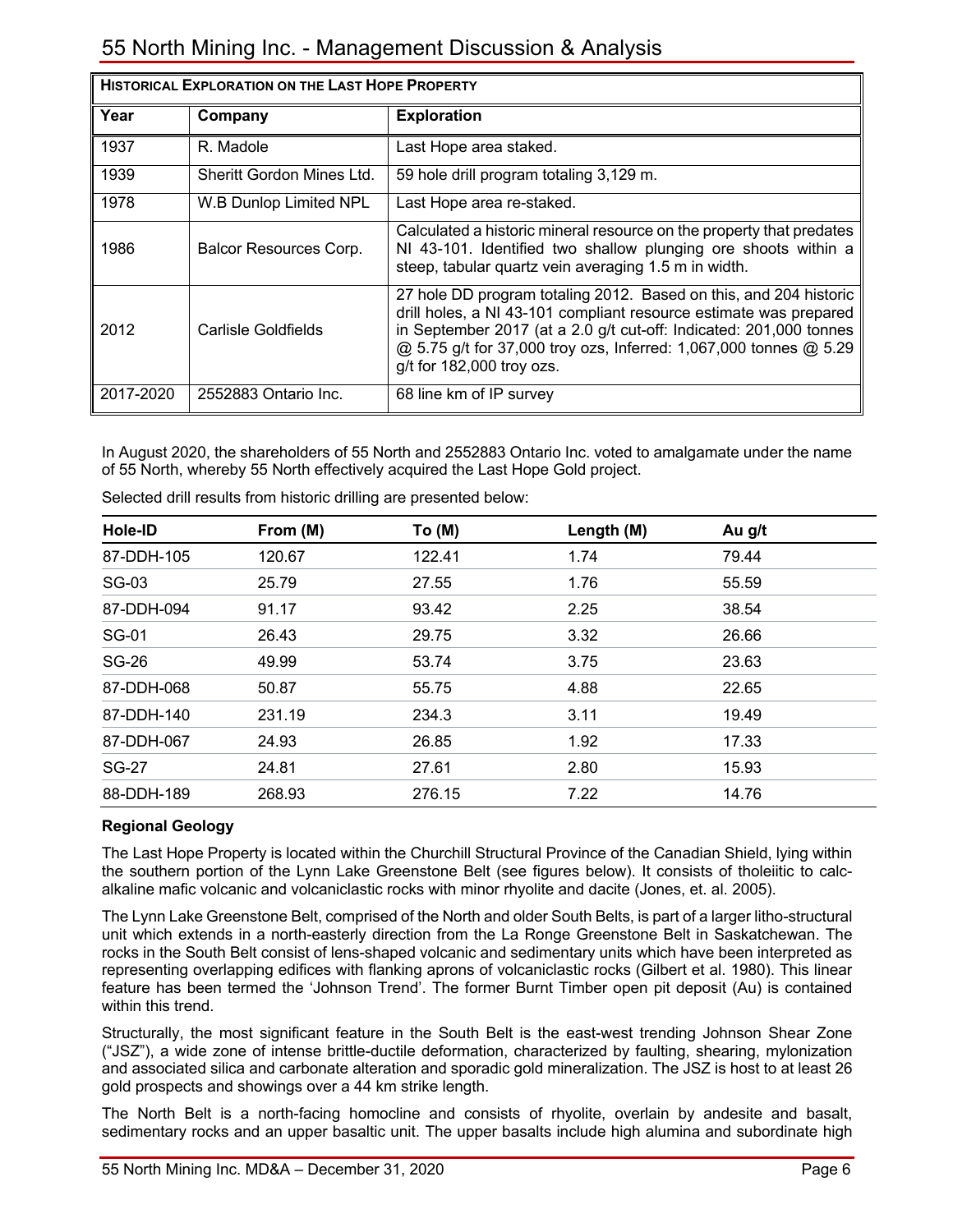| **Historical Exploration on the Last Hope Property** | | |
|---|---|---|
| **Year** | **Company** | **Exploration** |
| 1937 | R. Madole | Last Hope area staked. |
| 1939 | Sheritt Gordon Mines Ltd. | 59 hole drill program totaling 3,129 m. |
| 1978 | W.B Dunlop Limited NPL | Last Hope area re-staked. |
| 1986 | Balcor Resources Corp. | Calculated a historic mineral resource on the property that predates NI 43-101. Identified two shallow plunging ore shoots within a steep, tabular quartz vein averaging 1.5 m in width. |
| 2012 | Carlisle Goldfields | 27 hole DD program totaling 2012. Based on this, and 204 historic drill holes, a NI 43-101 compliant resource estimate was prepared in September 2017 (at a 2.0 g/t cut-off: Indicated: 201,000 tonnes @ 5.75 g/t for 37,000 troy ozs, Inferred: 1,067,000 tonnes @ 5.29 g/t for 182,000 troy ozs. |
| 2017-2020 | 2552883 Ontario Inc. | 68 line km of IP survey |

In August 2020, the shareholders of 55 North and 2552883 Ontario Inc. voted to amalgamate under the name of 55 North, whereby 55 North effectively acquired the Last Hope Gold project.

Selected drill results from historic drilling are presented below:

| Hole-ID | From (M) | To (M) | Length (M) | Au g/t |
|---|---|---|---|---|
| 87-DDH-105 | 120.67 | 122.41 | 1.74 | 79.44 |
| SG-03 | 25.79 | 27.55 | 1.76 | 55.59 |
| 87-DDH-094 | 91.17 | 93.42 | 2.25 | 38.54 |
| SG-01 | 26.43 | 29.75 | 3.32 | 26.66 |
| SG-26 | 49.99 | 53.74 | 3.75 | 23.63 |
| 87-DDH-068 | 50.87 | 55.75 | 4.88 | 22.65 |
| 87-DDH-140 | 231.19 | 234.3 | 3.11 | 19.49 |
| 87-DDH-067 | 24.93 | 26.85 | 1.92 | 17.33 |
| SG-27 | 24.81 | 27.61 | 2.80 | 15.93 |
| 88-DDH-189 | 268.93 | 276.15 | 7.22 | 14.76 |

**Regional Geology**

The Last Hope Property is located within the Churchill Structural Province of the Canadian Shield, lying within the southern portion of the Lynn Lake Greenstone Belt (see figures below). It consists of tholeiitic to calc-alkaline mafic volcanic and volcaniclastic rocks with minor rhyolite and dacite (Jones, et. al. 2005).

The Lynn Lake Greenstone Belt, comprised of the North and older South Belts, is part of a larger litho-structural unit which extends in a north-easterly direction from the La Ronge Greenstone Belt in Saskatchewan. The rocks in the South Belt consist of lens-shaped volcanic and sedimentary units which have been interpreted as representing overlapping edifices with flanking aprons of volcaniclastic rocks (Gilbert et al. 1980). This linear feature has been termed the 'Johnson Trend'. The former Burnt Timber open pit deposit (Au) is contained within this trend.

Structurally, the most significant feature in the South Belt is the east-west trending Johnson Shear Zone ("JSZ"), a wide zone of intense brittle-ductile deformation, characterized by faulting, shearing, mylonization and associated silica and carbonate alteration and sporadic gold mineralization. The JSZ is host to at least 26 gold prospects and showings over a 44 km strike length.

The North Belt is a north-facing homocline and consists of rhyolite, overlain by andesite and basalt, sedimentary rocks and an upper basaltic unit. The upper basalts include high alumina and subordinate high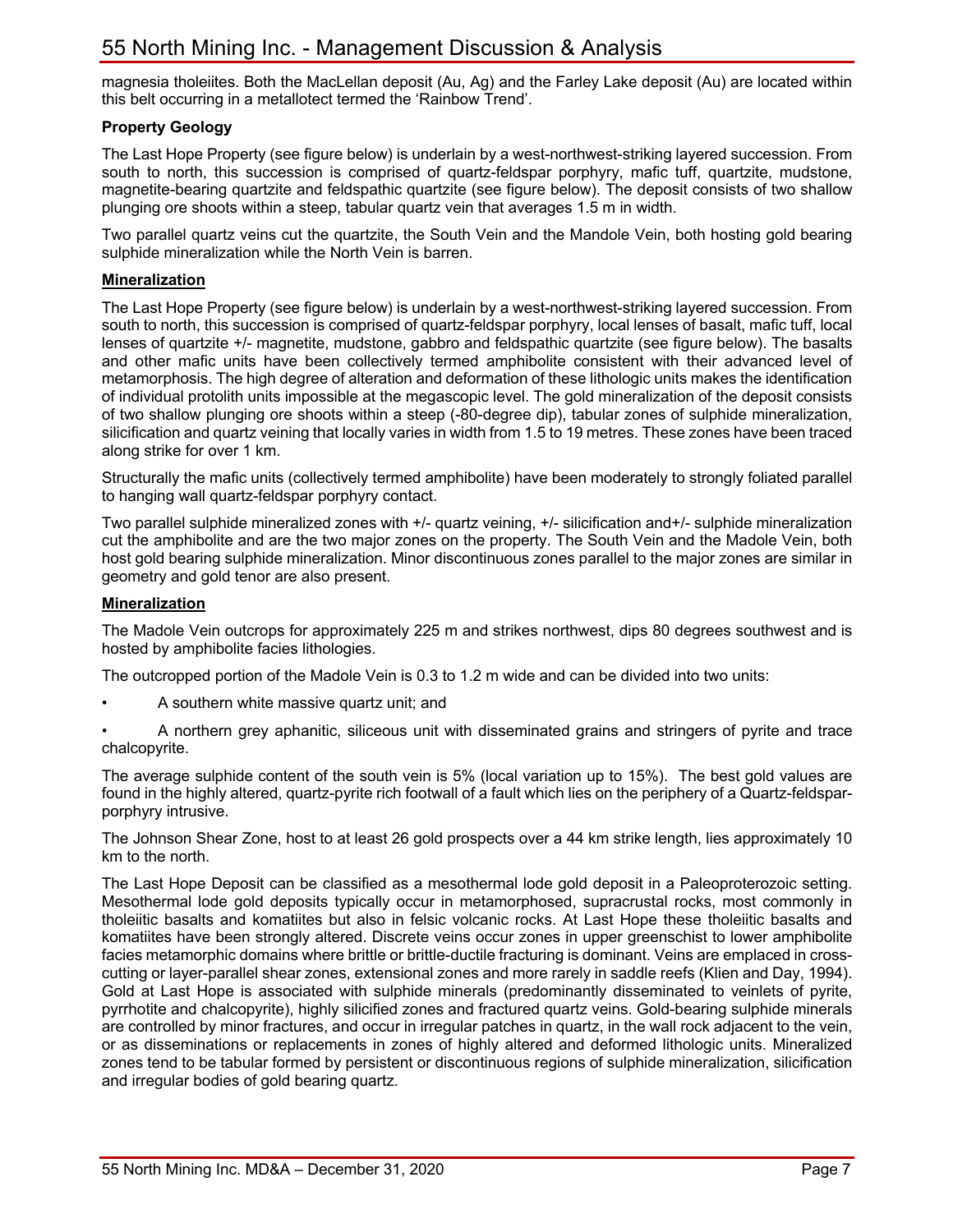magnesia tholeiites. Both the MacLellan deposit (Au, Ag) and the Farley Lake deposit (Au) are located within this belt occurring in a metallotect termed the 'Rainbow Trend'.

**Property Geology**

The Last Hope Property (see figure below) is underlain by a west-northwest-striking layered succession. From south to north, this succession is comprised of quartz-feldspar porphyry, mafic tuff, quartzite, mudstone, magnetite-bearing quartzite and feldspathic quartzite (see figure below). The deposit consists of two shallow plunging ore shoots within a steep, tabular quartz vein that averages 1.5 m in width.

Two parallel quartz veins cut the quartzite, the South Vein and the Mandole Vein, both hosting gold bearing sulphide mineralization while the North Vein is barren.

**Mineralization**

The Last Hope Property (see figure below) is underlain by a west-northwest-striking layered succession. From south to north, this succession is comprised of quartz-feldspar porphyry, local lenses of basalt, mafic tuff, local lenses of quartzite +/- magnetite, mudstone, gabbro and feldspathic quartzite (see figure below). The basalts and other mafic units have been collectively termed amphibolite consistent with their advanced level of metamorphosis. The high degree of alteration and deformation of these lithologic units makes the identification of individual protolith units impossible at the megascopic level. The gold mineralization of the deposit consists of two shallow plunging ore shoots within a steep (-80-degree dip), tabular zones of sulphide mineralization, silicification and quartz veining that locally varies in width from 1.5 to 19 metres. These zones have been traced along strike for over 1 km.

Structurally the mafic units (collectively termed amphibolite) have been moderately to strongly foliated parallel to hanging wall quartz-feldspar porphyry contact.

Two parallel sulphide mineralized zones with +/- quartz veining, +/- silicification and+/- sulphide mineralization cut the amphibolite and are the two major zones on the property. The South Vein and the Madole Vein, both host gold bearing sulphide mineralization. Minor discontinuous zones parallel to the major zones are similar in geometry and gold tenor are also present.

**Mineralization**

The Madole Vein outcrops for approximately 225 m and strikes northwest, dips 80 degrees southwest and is hosted by amphibolite facies lithologies.

The outcropped portion of the Madole Vein is 0.3 to 1.2 m wide and can be divided into two units:

- A southern white massive quartz unit; and
- A northern grey aphanitic, siliceous unit with disseminated grains and stringers of pyrite and trace chalcopyrite.

The average sulphide content of the south vein is 5% (local variation up to 15%). The best gold values are found in the highly altered, quartz-pyrite rich footwall of a fault which lies on the periphery of a Quartz-feldspar-porphyry intrusive.

The Johnson Shear Zone, host to at least 26 gold prospects over a 44 km strike length, lies approximately 10 km to the north.

The Last Hope Deposit can be classified as a mesothermal lode gold deposit in a Paleoproterozoic setting. Mesothermal lode gold deposits typically occur in metamorphosed, supracrustal rocks, most commonly in tholeiitic basalts and komatiites but also in felsic volcanic rocks. At Last Hope these tholeiitic basalts and komatiites have been strongly altered. Discrete veins occur zones in upper greenschist to lower amphibolite facies metamorphic domains where brittle or brittle-ductile fracturing is dominant. Veins are emplaced in cross-cutting or layer-parallel shear zones, extensional zones and more rarely in saddle reefs (Klien and Day, 1994). Gold at Last Hope is associated with sulphide minerals (predominantly disseminated to veinlets of pyrite, pyrrhotite and chalcopyrite), highly silicified zones and fractured quartz veins. Gold-bearing sulphide minerals are controlled by minor fractures, and occur in irregular patches in quartz, in the wall rock adjacent to the vein, or as disseminations or replacements in zones of highly altered and deformed lithologic units. Mineralized zones tend to be tabular formed by persistent or discontinuous regions of sulphide mineralization, silicification and irregular bodies of gold bearing quartz.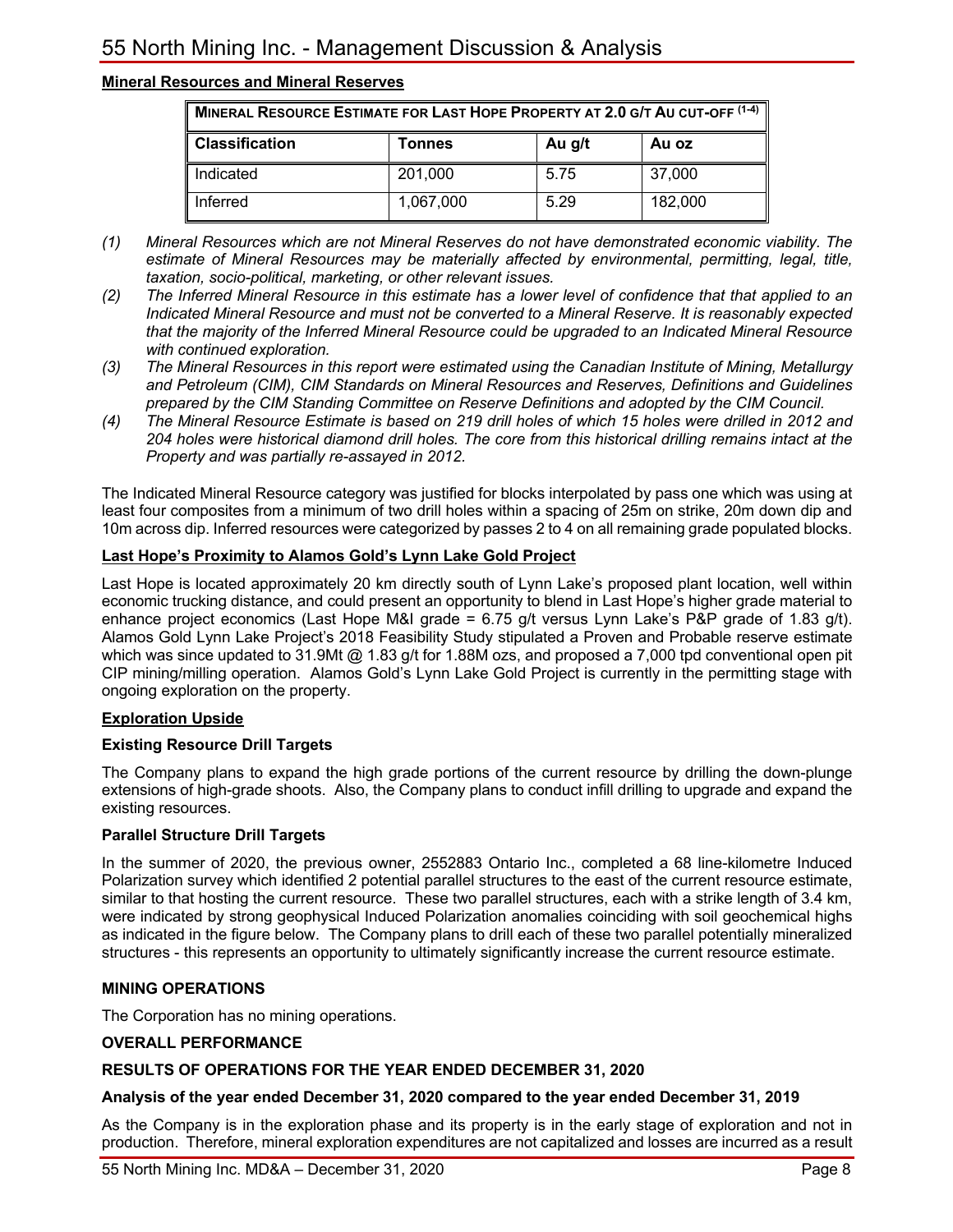**Mineral Resources and Mineral Reserves**

| MINERAL RESOURCE ESTIMATE FOR LAST HOPE PROPERTY AT 2.0 G/T AU CUT-OFF (1-4) | | | |
|---|---|---|---|
| **Classification** | **Tonnes** | **Au g/t** | **Au oz** |
| Indicated | 201,000 | 5.75 | 37,000 |
| Inferred | 1,067,000 | 5.29 | 182,000 |

*(1) Mineral Resources which are not Mineral Reserves do not have demonstrated economic viability. The estimate of Mineral Resources may be materially affected by environmental, permitting, legal, title, taxation, socio-political, marketing, or other relevant issues.*

*(2) The Inferred Mineral Resource in this estimate has a lower level of confidence that that applied to an Indicated Mineral Resource and must not be converted to a Mineral Reserve. It is reasonably expected that the majority of the Inferred Mineral Resource could be upgraded to an Indicated Mineral Resource with continued exploration.*

*(3) The Mineral Resources in this report were estimated using the Canadian Institute of Mining, Metallurgy and Petroleum (CIM), CIM Standards on Mineral Resources and Reserves, Definitions and Guidelines prepared by the CIM Standing Committee on Reserve Definitions and adopted by the CIM Council.*

*(4) The Mineral Resource Estimate is based on 219 drill holes of which 15 holes were drilled in 2012 and 204 holes were historical diamond drill holes. The core from this historical drilling remains intact at the Property and was partially re-assayed in 2012.*

The Indicated Mineral Resource category was justified for blocks interpolated by pass one which was using at least four composites from a minimum of two drill holes within a spacing of 25m on strike, 20m down dip and 10m across dip. Inferred resources were categorized by passes 2 to 4 on all remaining grade populated blocks.

**Last Hope's Proximity to Alamos Gold's Lynn Lake Gold Project**

Last Hope is located approximately 20 km directly south of Lynn Lake's proposed plant location, well within economic trucking distance, and could present an opportunity to blend in Last Hope's higher grade material to enhance project economics (Last Hope M&I grade = 6.75 g/t versus Lynn Lake's P&P grade of 1.83 g/t). Alamos Gold Lynn Lake Project's 2018 Feasibility Study stipulated a Proven and Probable reserve estimate which was since updated to 31.9Mt @ 1.83 g/t for 1.88M ozs, and proposed a 7,000 tpd conventional open pit CIP mining/milling operation. Alamos Gold's Lynn Lake Gold Project is currently in the permitting stage with ongoing exploration on the property.

**Exploration Upside**

**Existing Resource Drill Targets**

The Company plans to expand the high grade portions of the current resource by drilling the down-plunge extensions of high-grade shoots. Also, the Company plans to conduct infill drilling to upgrade and expand the existing resources.

**Parallel Structure Drill Targets**

In the summer of 2020, the previous owner, 2552883 Ontario Inc., completed a 68 line-kilometre Induced Polarization survey which identified 2 potential parallel structures to the east of the current resource estimate, similar to that hosting the current resource. These two parallel structures, each with a strike length of 3.4 km, were indicated by strong geophysical Induced Polarization anomalies coinciding with soil geochemical highs as indicated in the figure below. The Company plans to drill each of these two parallel potentially mineralized structures - this represents an opportunity to ultimately significantly increase the current resource estimate.

**MINING OPERATIONS**

The Corporation has no mining operations.

**OVERALL PERFORMANCE**

**RESULTS OF OPERATIONS FOR THE YEAR ENDED DECEMBER 31, 2020**

**Analysis of the year ended December 31, 2020 compared to the year ended December 31, 2019**

As the Company is in the exploration phase and its property is in the early stage of exploration and not in production. Therefore, mineral exploration expenditures are not capitalized and losses are incurred as a result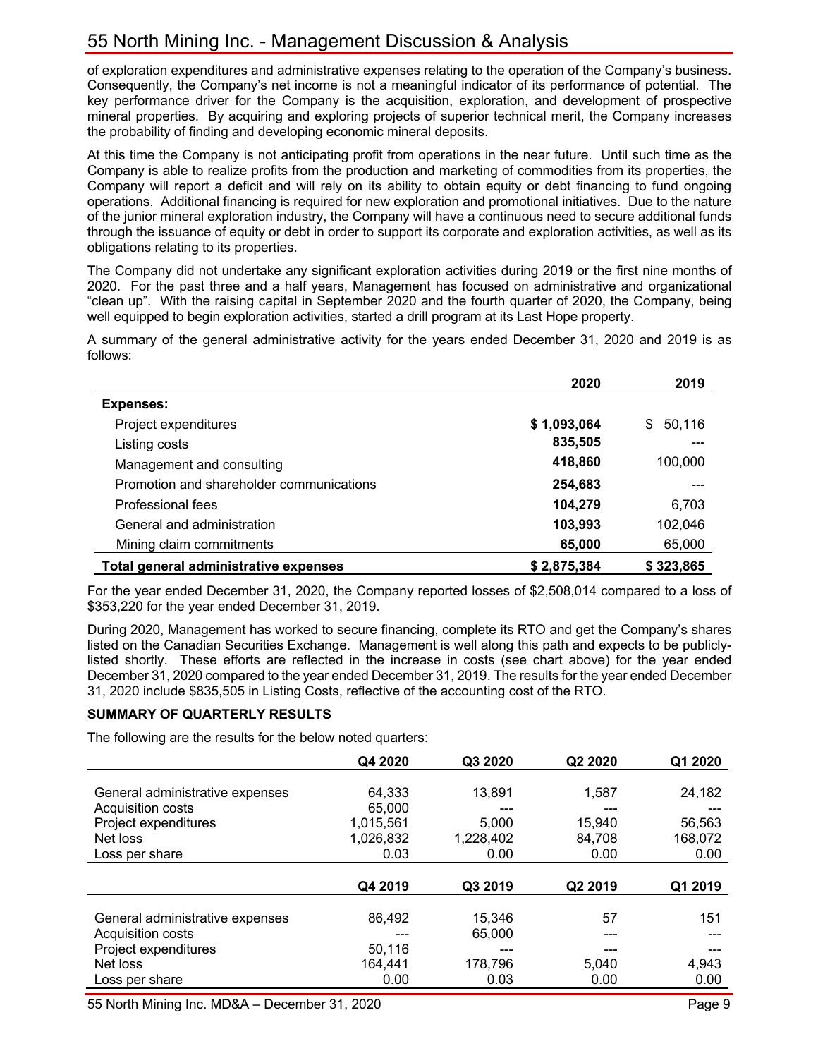of exploration expenditures and administrative expenses relating to the operation of the Company's business. Consequently, the Company's net income is not a meaningful indicator of its performance of potential. The key performance driver for the Company is the acquisition, exploration, and development of prospective mineral properties. By acquiring and exploring projects of superior technical merit, the Company increases the probability of finding and developing economic mineral deposits.

At this time the Company is not anticipating profit from operations in the near future. Until such time as the Company is able to realize profits from the production and marketing of commodities from its properties, the Company will report a deficit and will rely on its ability to obtain equity or debt financing to fund ongoing operations. Additional financing is required for new exploration and promotional initiatives. Due to the nature of the junior mineral exploration industry, the Company will have a continuous need to secure additional funds through the issuance of equity or debt in order to support its corporate and exploration activities, as well as its obligations relating to its properties.

The Company did not undertake any significant exploration activities during 2019 or the first nine months of 2020. For the past three and a half years, Management has focused on administrative and organizational "clean up". With the raising capital in September 2020 and the fourth quarter of 2020, the Company, being well equipped to begin exploration activities, started a drill program at its Last Hope property.

A summary of the general administrative activity for the years ended December 31, 2020 and 2019 is as follows:

| | **2020** | **2019** |
|---|---|---|
| **Expenses:** | | |
| Project expenditures | **$ 1,093,064** | $ 50,116 |
| Listing costs | **835,505** | --- |
| Management and consulting | **418,860** | 100,000 |
| Promotion and shareholder communications | **254,683** | --- |
| Professional fees | **104,279** | 6,703 |
| General and administration | **103,993** | 102,046 |
| Mining claim commitments | **65,000** | 65,000 |
| **Total general administrative expenses** | **$ 2,875,384** | **$ 323,865** |

For the year ended December 31, 2020, the Company reported losses of $2,508,014 compared to a loss of $353,220 for the year ended December 31, 2019.

During 2020, Management has worked to secure financing, complete its RTO and get the Company's shares listed on the Canadian Securities Exchange. Management is well along this path and expects to be publicly-listed shortly. These efforts are reflected in the increase in costs (see chart above) for the year ended December 31, 2020 compared to the year ended December 31, 2019. The results for the year ended December 31, 2020 include $835,505 in Listing Costs, reflective of the accounting cost of the RTO.

**SUMMARY OF QUARTERLY RESULTS**

The following are the results for the below noted quarters:

| | **Q4 2020** | **Q3 2020** | **Q2 2020** | **Q1 2020** |
|---|---|---|---|---|
| General administrative expenses | 64,333 | 13,891 | 1,587 | 24,182 |
| Acquisition costs | 65,000 | --- | --- | --- |
| Project expenditures | 1,015,561 | 5,000 | 15,940 | 56,563 |
| Net loss | 1,026,832 | 1,228,402 | 84,708 | 168,072 |
| Loss per share | 0.03 | 0.00 | 0.00 | 0.00 |
| | **Q4 2019** | **Q3 2019** | **Q2 2019** | **Q1 2019** |
| General administrative expenses | 86,492 | 15,346 | 57 | 151 |
| Acquisition costs | --- | 65,000 | --- | --- |
| Project expenditures | 50,116 | --- | --- | --- |
| Net loss | 164,441 | 178,796 | 5,040 | 4,943 |
| Loss per share | 0.00 | 0.03 | 0.00 | 0.00 |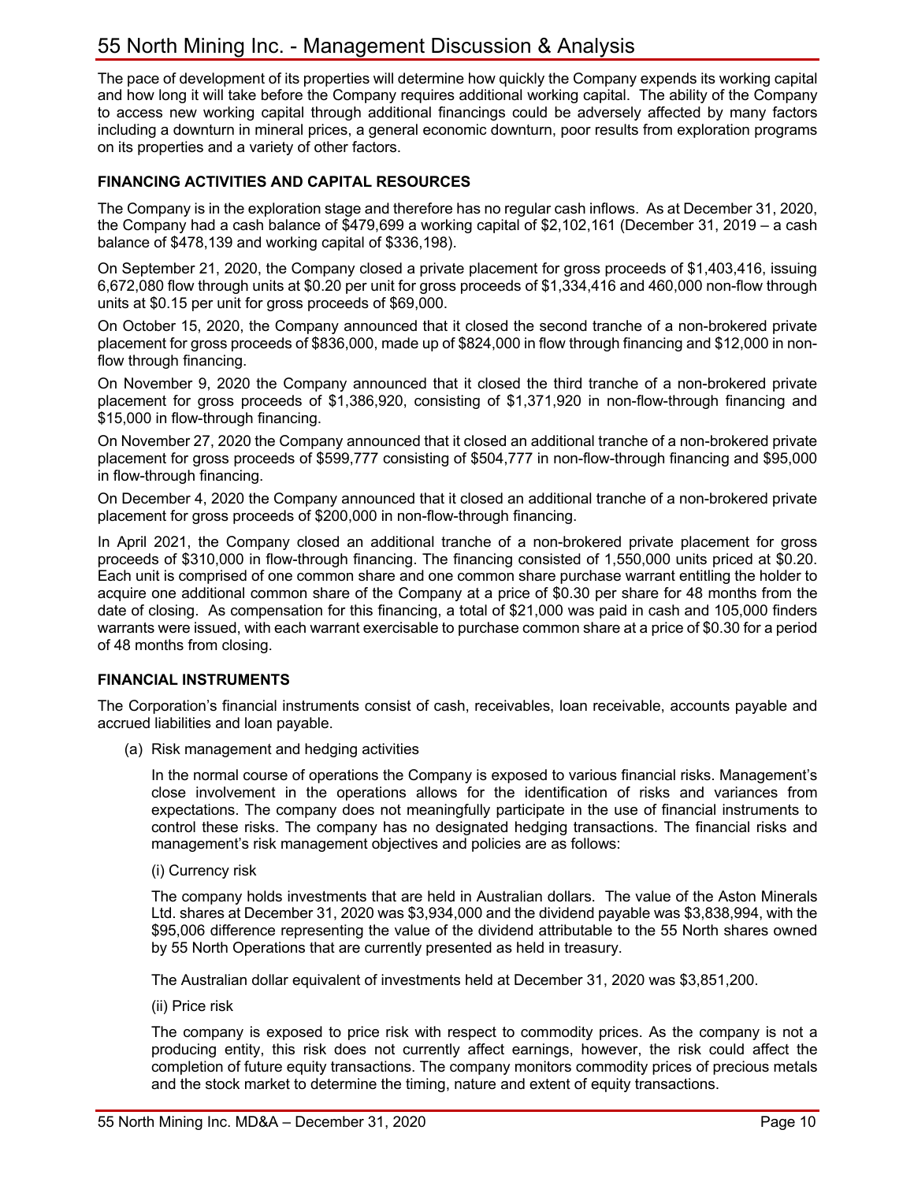The pace of development of its properties will determine how quickly the Company expends its working capital and how long it will take before the Company requires additional working capital. The ability of the Company to access new working capital through additional financings could be adversely affected by many factors including a downturn in mineral prices, a general economic downturn, poor results from exploration programs on its properties and a variety of other factors.

## FINANCING ACTIVITIES AND CAPITAL RESOURCES

The Company is in the exploration stage and therefore has no regular cash inflows. As at December 31, 2020, the Company had a cash balance of $479,699 a working capital of $2,102,161 (December 31, 2019 – a cash balance of $478,139 and working capital of $336,198).

On September 21, 2020, the Company closed a private placement for gross proceeds of $1,403,416, issuing 6,672,080 flow through units at $0.20 per unit for gross proceeds of $1,334,416 and 460,000 non-flow through units at $0.15 per unit for gross proceeds of $69,000.

On October 15, 2020, the Company announced that it closed the second tranche of a non-brokered private placement for gross proceeds of $836,000, made up of $824,000 in flow through financing and $12,000 in non-flow through financing.

On November 9, 2020 the Company announced that it closed the third tranche of a non-brokered private placement for gross proceeds of $1,386,920, consisting of $1,371,920 in non-flow-through financing and $15,000 in flow-through financing.

On November 27, 2020 the Company announced that it closed an additional tranche of a non-brokered private placement for gross proceeds of $599,777 consisting of $504,777 in non-flow-through financing and $95,000 in flow-through financing.

On December 4, 2020 the Company announced that it closed an additional tranche of a non-brokered private placement for gross proceeds of $200,000 in non-flow-through financing.

In April 2021, the Company closed an additional tranche of a non-brokered private placement for gross proceeds of $310,000 in flow-through financing. The financing consisted of 1,550,000 units priced at $0.20. Each unit is comprised of one common share and one common share purchase warrant entitling the holder to acquire one additional common share of the Company at a price of $0.30 per share for 48 months from the date of closing. As compensation for this financing, a total of $21,000 was paid in cash and 105,000 finders warrants were issued, with each warrant exercisable to purchase common share at a price of $0.30 for a period of 48 months from closing.

## FINANCIAL INSTRUMENTS

The Corporation's financial instruments consist of cash, receivables, loan receivable, accounts payable and accrued liabilities and loan payable.

(a) Risk management and hedging activities

In the normal course of operations the Company is exposed to various financial risks. Management's close involvement in the operations allows for the identification of risks and variances from expectations. The company does not meaningfully participate in the use of financial instruments to control these risks. The company has no designated hedging transactions. The financial risks and management's risk management objectives and policies are as follows:

(i) Currency risk

The company holds investments that are held in Australian dollars. The value of the Aston Minerals Ltd. shares at December 31, 2020 was $3,934,000 and the dividend payable was $3,838,994, with the $95,006 difference representing the value of the dividend attributable to the 55 North shares owned by 55 North Operations that are currently presented as held in treasury.

The Australian dollar equivalent of investments held at December 31, 2020 was $3,851,200.

(ii) Price risk

The company is exposed to price risk with respect to commodity prices. As the company is not a producing entity, this risk does not currently affect earnings, however, the risk could affect the completion of future equity transactions. The company monitors commodity prices of precious metals and the stock market to determine the timing, nature and extent of equity transactions.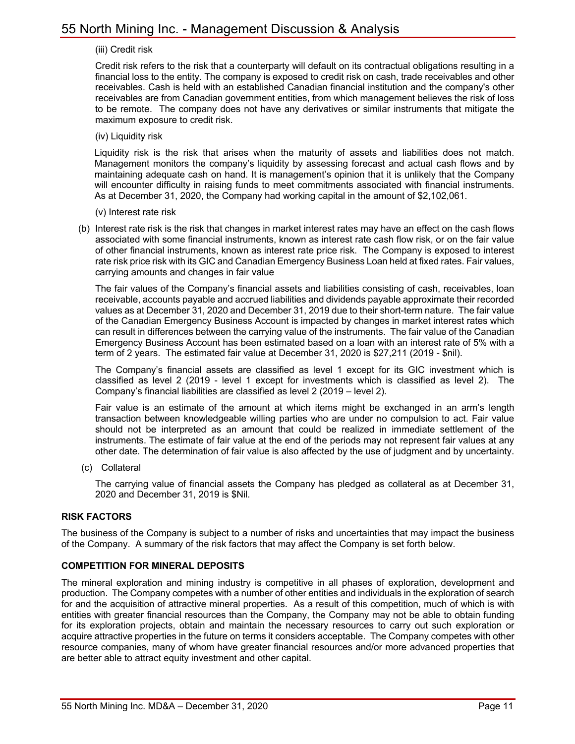(iii) Credit risk

Credit risk refers to the risk that a counterparty will default on its contractual obligations resulting in a financial loss to the entity. The company is exposed to credit risk on cash, trade receivables and other receivables. Cash is held with an established Canadian financial institution and the company's other receivables are from Canadian government entities, from which management believes the risk of loss to be remote. The company does not have any derivatives or similar instruments that mitigate the maximum exposure to credit risk.

(iv) Liquidity risk

Liquidity risk is the risk that arises when the maturity of assets and liabilities does not match. Management monitors the company's liquidity by assessing forecast and actual cash flows and by maintaining adequate cash on hand. It is management's opinion that it is unlikely that the Company will encounter difficulty in raising funds to meet commitments associated with financial instruments. As at December 31, 2020, the Company had working capital in the amount of $2,102,061.

(v) Interest rate risk

(b) Interest rate risk is the risk that changes in market interest rates may have an effect on the cash flows associated with some financial instruments, known as interest rate cash flow risk, or on the fair value of other financial instruments, known as interest rate price risk. The Company is exposed to interest rate risk price risk with its GIC and Canadian Emergency Business Loan held at fixed rates. Fair values, carrying amounts and changes in fair value

The fair values of the Company's financial assets and liabilities consisting of cash, receivables, loan receivable, accounts payable and accrued liabilities and dividends payable approximate their recorded values as at December 31, 2020 and December 31, 2019 due to their short-term nature. The fair value of the Canadian Emergency Business Account is impacted by changes in market interest rates which can result in differences between the carrying value of the instruments. The fair value of the Canadian Emergency Business Account has been estimated based on a loan with an interest rate of 5% with a term of 2 years. The estimated fair value at December 31, 2020 is $27,211 (2019 - $nil).

The Company's financial assets are classified as level 1 except for its GIC investment which is classified as level 2 (2019 - level 1 except for investments which is classified as level 2). The Company's financial liabilities are classified as level 2 (2019 – level 2).

Fair value is an estimate of the amount at which items might be exchanged in an arm's length transaction between knowledgeable willing parties who are under no compulsion to act. Fair value should not be interpreted as an amount that could be realized in immediate settlement of the instruments. The estimate of fair value at the end of the periods may not represent fair values at any other date. The determination of fair value is also affected by the use of judgment and by uncertainty.

(c) Collateral

The carrying value of financial assets the Company has pledged as collateral as at December 31, 2020 and December 31, 2019 is $Nil.

## RISK FACTORS

The business of the Company is subject to a number of risks and uncertainties that may impact the business of the Company. A summary of the risk factors that may affect the Company is set forth below.

## COMPETITION FOR MINERAL DEPOSITS

The mineral exploration and mining industry is competitive in all phases of exploration, development and production. The Company competes with a number of other entities and individuals in the exploration of search for and the acquisition of attractive mineral properties. As a result of this competition, much of which is with entities with greater financial resources than the Company, the Company may not be able to obtain funding for its exploration projects, obtain and maintain the necessary resources to carry out such exploration or acquire attractive properties in the future on terms it considers acceptable. The Company competes with other resource companies, many of whom have greater financial resources and/or more advanced properties that are better able to attract equity investment and other capital.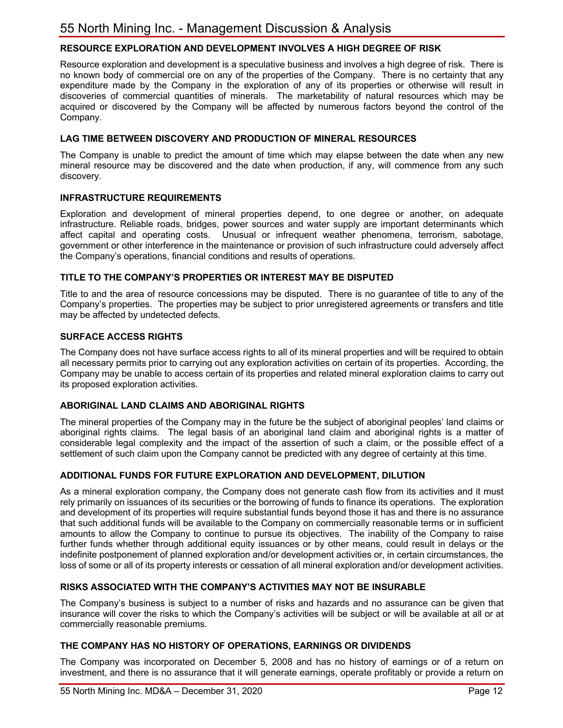### RESOURCE EXPLORATION AND DEVELOPMENT INVOLVES A HIGH DEGREE OF RISK

Resource exploration and development is a speculative business and involves a high degree of risk. There is no known body of commercial ore on any of the properties of the Company. There is no certainty that any expenditure made by the Company in the exploration of any of its properties or otherwise will result in discoveries of commercial quantities of minerals. The marketability of natural resources which may be acquired or discovered by the Company will be affected by numerous factors beyond the control of the Company.

### LAG TIME BETWEEN DISCOVERY AND PRODUCTION OF MINERAL RESOURCES

The Company is unable to predict the amount of time which may elapse between the date when any new mineral resource may be discovered and the date when production, if any, will commence from any such discovery.

### INFRASTRUCTURE REQUIREMENTS

Exploration and development of mineral properties depend, to one degree or another, on adequate infrastructure. Reliable roads, bridges, power sources and water supply are important determinants which affect capital and operating costs. Unusual or infrequent weather phenomena, terrorism, sabotage, government or other interference in the maintenance or provision of such infrastructure could adversely affect the Company's operations, financial conditions and results of operations.

### TITLE TO THE COMPANY'S PROPERTIES OR INTEREST MAY BE DISPUTED

Title to and the area of resource concessions may be disputed. There is no guarantee of title to any of the Company's properties. The properties may be subject to prior unregistered agreements or transfers and title may be affected by undetected defects.

### SURFACE ACCESS RIGHTS

The Company does not have surface access rights to all of its mineral properties and will be required to obtain all necessary permits prior to carrying out any exploration activities on certain of its properties. According, the Company may be unable to access certain of its properties and related mineral exploration claims to carry out its proposed exploration activities.

### ABORIGINAL LAND CLAIMS AND ABORIGINAL RIGHTS

The mineral properties of the Company may in the future be the subject of aboriginal peoples' land claims or aboriginal rights claims. The legal basis of an aboriginal land claim and aboriginal rights is a matter of considerable legal complexity and the impact of the assertion of such a claim, or the possible effect of a settlement of such claim upon the Company cannot be predicted with any degree of certainty at this time.

### ADDITIONAL FUNDS FOR FUTURE EXPLORATION AND DEVELOPMENT, DILUTION

As a mineral exploration company, the Company does not generate cash flow from its activities and it must rely primarily on issuances of its securities or the borrowing of funds to finance its operations. The exploration and development of its properties will require substantial funds beyond those it has and there is no assurance that such additional funds will be available to the Company on commercially reasonable terms or in sufficient amounts to allow the Company to continue to pursue its objectives. The inability of the Company to raise further funds whether through additional equity issuances or by other means, could result in delays or the indefinite postponement of planned exploration and/or development activities or, in certain circumstances, the loss of some or all of its property interests or cessation of all mineral exploration and/or development activities.

### RISKS ASSOCIATED WITH THE COMPANY'S ACTIVITIES MAY NOT BE INSURABLE

The Company's business is subject to a number of risks and hazards and no assurance can be given that insurance will cover the risks to which the Company's activities will be subject or will be available at all or at commercially reasonable premiums.

### THE COMPANY HAS NO HISTORY OF OPERATIONS, EARNINGS OR DIVIDENDS

The Company was incorporated on December 5, 2008 and has no history of earnings or of a return on investment, and there is no assurance that it will generate earnings, operate profitably or provide a return on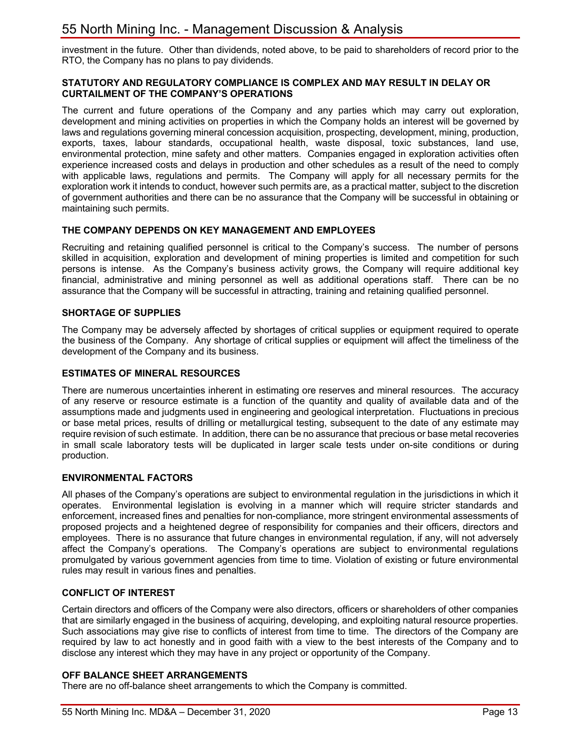investment in the future. Other than dividends, noted above, to be paid to shareholders of record prior to the RTO, the Company has no plans to pay dividends.

## STATUTORY AND REGULATORY COMPLIANCE IS COMPLEX AND MAY RESULT IN DELAY OR CURTAILMENT OF THE COMPANY'S OPERATIONS

The current and future operations of the Company and any parties which may carry out exploration, development and mining activities on properties in which the Company holds an interest will be governed by laws and regulations governing mineral concession acquisition, prospecting, development, mining, production, exports, taxes, labour standards, occupational health, waste disposal, toxic substances, land use, environmental protection, mine safety and other matters. Companies engaged in exploration activities often experience increased costs and delays in production and other schedules as a result of the need to comply with applicable laws, regulations and permits. The Company will apply for all necessary permits for the exploration work it intends to conduct, however such permits are, as a practical matter, subject to the discretion of government authorities and there can be no assurance that the Company will be successful in obtaining or maintaining such permits.

## THE COMPANY DEPENDS ON KEY MANAGEMENT AND EMPLOYEES

Recruiting and retaining qualified personnel is critical to the Company's success. The number of persons skilled in acquisition, exploration and development of mining properties is limited and competition for such persons is intense. As the Company's business activity grows, the Company will require additional key financial, administrative and mining personnel as well as additional operations staff. There can be no assurance that the Company will be successful in attracting, training and retaining qualified personnel.

## SHORTAGE OF SUPPLIES

The Company may be adversely affected by shortages of critical supplies or equipment required to operate the business of the Company. Any shortage of critical supplies or equipment will affect the timeliness of the development of the Company and its business.

## ESTIMATES OF MINERAL RESOURCES

There are numerous uncertainties inherent in estimating ore reserves and mineral resources. The accuracy of any reserve or resource estimate is a function of the quantity and quality of available data and of the assumptions made and judgments used in engineering and geological interpretation. Fluctuations in precious or base metal prices, results of drilling or metallurgical testing, subsequent to the date of any estimate may require revision of such estimate. In addition, there can be no assurance that precious or base metal recoveries in small scale laboratory tests will be duplicated in larger scale tests under on-site conditions or during production.

## ENVIRONMENTAL FACTORS

All phases of the Company's operations are subject to environmental regulation in the jurisdictions in which it operates. Environmental legislation is evolving in a manner which will require stricter standards and enforcement, increased fines and penalties for non-compliance, more stringent environmental assessments of proposed projects and a heightened degree of responsibility for companies and their officers, directors and employees. There is no assurance that future changes in environmental regulation, if any, will not adversely affect the Company's operations. The Company's operations are subject to environmental regulations promulgated by various government agencies from time to time. Violation of existing or future environmental rules may result in various fines and penalties.

## CONFLICT OF INTEREST

Certain directors and officers of the Company were also directors, officers or shareholders of other companies that are similarly engaged in the business of acquiring, developing, and exploiting natural resource properties. Such associations may give rise to conflicts of interest from time to time. The directors of the Company are required by law to act honestly and in good faith with a view to the best interests of the Company and to disclose any interest which they may have in any project or opportunity of the Company.

## OFF BALANCE SHEET ARRANGEMENTS

There are no off-balance sheet arrangements to which the Company is committed.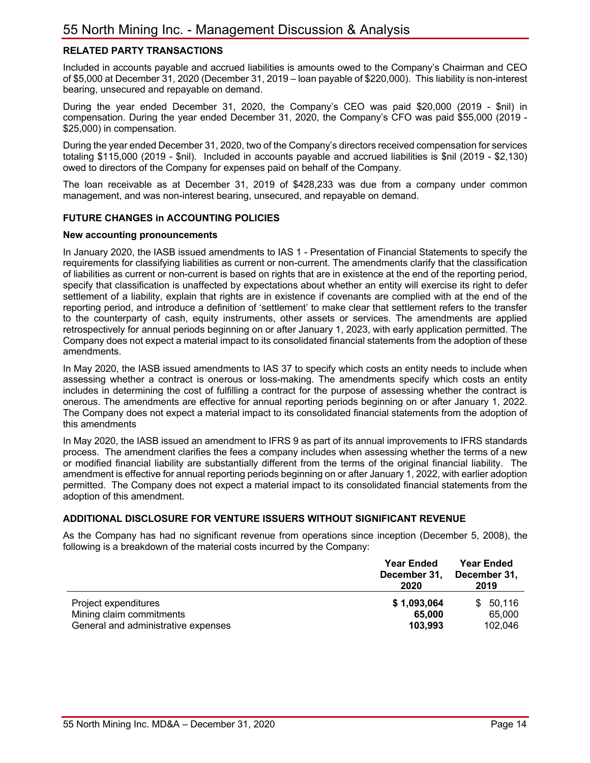## RELATED PARTY TRANSACTIONS

Included in accounts payable and accrued liabilities is amounts owed to the Company's Chairman and CEO of $5,000 at December 31, 2020 (December 31, 2019 – loan payable of $220,000). This liability is non-interest bearing, unsecured and repayable on demand.

During the year ended December 31, 2020, the Company's CEO was paid $20,000 (2019 - $nil) in compensation. During the year ended December 31, 2020, the Company's CFO was paid $55,000 (2019 - $25,000) in compensation.

During the year ended December 31, 2020, two of the Company's directors received compensation for services totaling $115,000 (2019 - $nil). Included in accounts payable and accrued liabilities is $nil (2019 - $2,130) owed to directors of the Company for expenses paid on behalf of the Company.

The loan receivable as at December 31, 2019 of $428,233 was due from a company under common management, and was non-interest bearing, unsecured, and repayable on demand.

## FUTURE CHANGES in ACCOUNTING POLICIES

### New accounting pronouncements

In January 2020, the IASB issued amendments to IAS 1 - Presentation of Financial Statements to specify the requirements for classifying liabilities as current or non-current. The amendments clarify that the classification of liabilities as current or non-current is based on rights that are in existence at the end of the reporting period, specify that classification is unaffected by expectations about whether an entity will exercise its right to defer settlement of a liability, explain that rights are in existence if covenants are complied with at the end of the reporting period, and introduce a definition of 'settlement' to make clear that settlement refers to the transfer to the counterparty of cash, equity instruments, other assets or services. The amendments are applied retrospectively for annual periods beginning on or after January 1, 2023, with early application permitted. The Company does not expect a material impact to its consolidated financial statements from the adoption of these amendments.

In May 2020, the IASB issued amendments to IAS 37 to specify which costs an entity needs to include when assessing whether a contract is onerous or loss-making. The amendments specify which costs an entity includes in determining the cost of fulfilling a contract for the purpose of assessing whether the contract is onerous. The amendments are effective for annual reporting periods beginning on or after January 1, 2022. The Company does not expect a material impact to its consolidated financial statements from the adoption of this amendments

In May 2020, the IASB issued an amendment to IFRS 9 as part of its annual improvements to IFRS standards process. The amendment clarifies the fees a company includes when assessing whether the terms of a new or modified financial liability are substantially different from the terms of the original financial liability. The amendment is effective for annual reporting periods beginning on or after January 1, 2022, with earlier adoption permitted. The Company does not expect a material impact to its consolidated financial statements from the adoption of this amendment.

## ADDITIONAL DISCLOSURE FOR VENTURE ISSUERS WITHOUT SIGNIFICANT REVENUE

As the Company has had no significant revenue from operations since inception (December 5, 2008), the following is a breakdown of the material costs incurred by the Company:

| | Year Ended December 31, 2020 | Year Ended December 31, 2019 |
|---|---|---|
| Project expenditures | **$ 1,093,064** | $ 50,116 |
| Mining claim commitments | **65,000** | 65,000 |
| General and administrative expenses | **103,993** | 102,046 |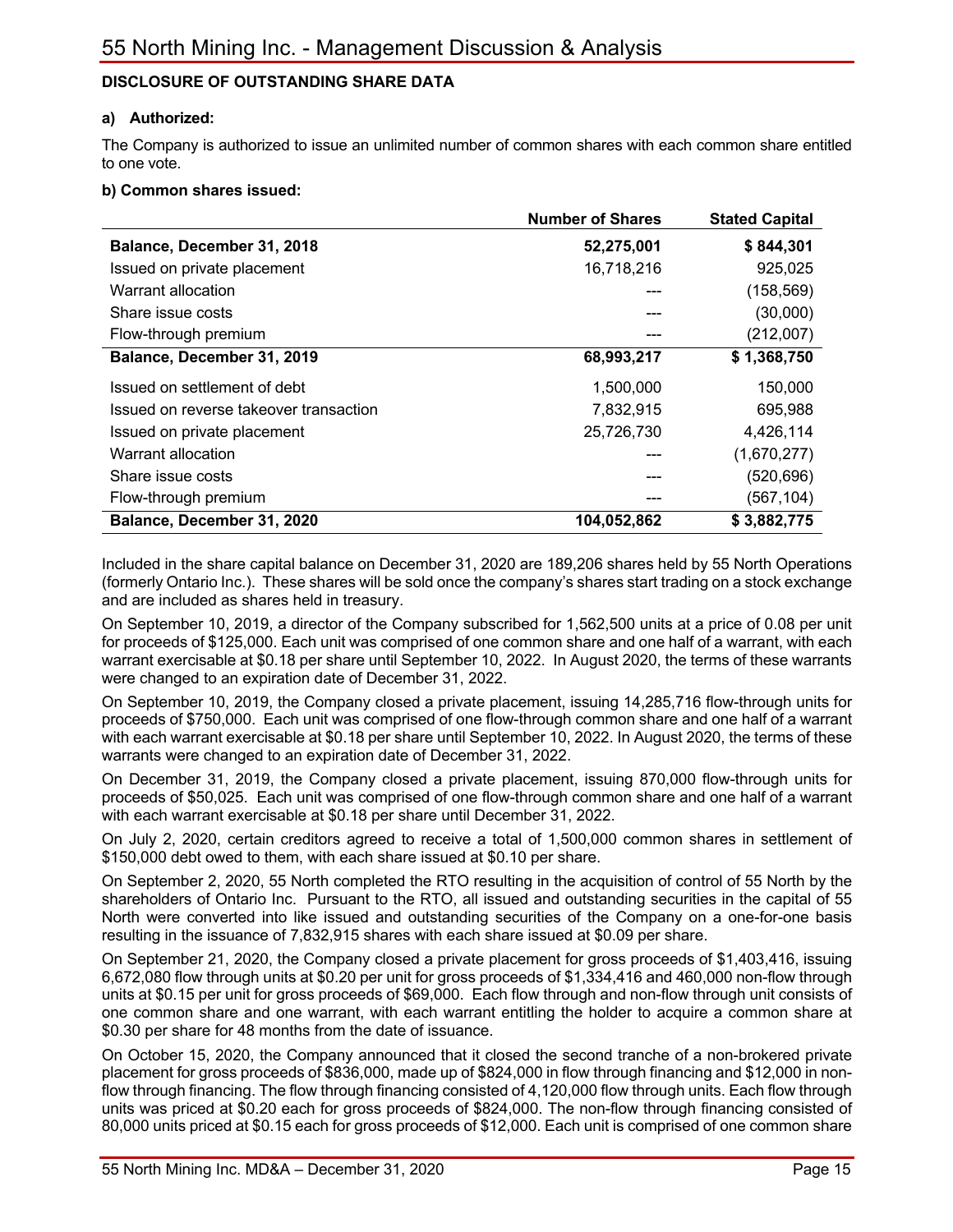## DISCLOSURE OF OUTSTANDING SHARE DATA

**a) Authorized:**

The Company is authorized to issue an unlimited number of common shares with each common share entitled to one vote.

**b) Common shares issued:**

| | Number of Shares | Stated Capital |
|---|---|---|
| **Balance, December 31, 2018** | **52,275,001** | **$ 844,301** |
| Issued on private placement | 16,718,216 | 925,025 |
| Warrant allocation | --- | (158,569) |
| Share issue costs | --- | (30,000) |
| Flow-through premium | --- | (212,007) |
| **Balance, December 31, 2019** | **68,993,217** | **$ 1,368,750** |
| Issued on settlement of debt | 1,500,000 | 150,000 |
| Issued on reverse takeover transaction | 7,832,915 | 695,988 |
| Issued on private placement | 25,726,730 | 4,426,114 |
| Warrant allocation | --- | (1,670,277) |
| Share issue costs | --- | (520,696) |
| Flow-through premium | --- | (567,104) |
| **Balance, December 31, 2020** | **104,052,862** | **$ 3,882,775** |

Included in the share capital balance on December 31, 2020 are 189,206 shares held by 55 North Operations (formerly Ontario Inc.). These shares will be sold once the company's shares start trading on a stock exchange and are included as shares held in treasury.

On September 10, 2019, a director of the Company subscribed for 1,562,500 units at a price of 0.08 per unit for proceeds of $125,000. Each unit was comprised of one common share and one half of a warrant, with each warrant exercisable at $0.18 per share until September 10, 2022. In August 2020, the terms of these warrants were changed to an expiration date of December 31, 2022.

On September 10, 2019, the Company closed a private placement, issuing 14,285,716 flow-through units for proceeds of $750,000. Each unit was comprised of one flow-through common share and one half of a warrant with each warrant exercisable at $0.18 per share until September 10, 2022. In August 2020, the terms of these warrants were changed to an expiration date of December 31, 2022.

On December 31, 2019, the Company closed a private placement, issuing 870,000 flow-through units for proceeds of $50,025. Each unit was comprised of one flow-through common share and one half of a warrant with each warrant exercisable at $0.18 per share until December 31, 2022.

On July 2, 2020, certain creditors agreed to receive a total of 1,500,000 common shares in settlement of $150,000 debt owed to them, with each share issued at $0.10 per share.

On September 2, 2020, 55 North completed the RTO resulting in the acquisition of control of 55 North by the shareholders of Ontario Inc. Pursuant to the RTO, all issued and outstanding securities in the capital of 55 North were converted into like issued and outstanding securities of the Company on a one-for-one basis resulting in the issuance of 7,832,915 shares with each share issued at $0.09 per share.

On September 21, 2020, the Company closed a private placement for gross proceeds of $1,403,416, issuing 6,672,080 flow through units at $0.20 per unit for gross proceeds of $1,334,416 and 460,000 non-flow through units at $0.15 per unit for gross proceeds of $69,000. Each flow through and non-flow through unit consists of one common share and one warrant, with each warrant entitling the holder to acquire a common share at $0.30 per share for 48 months from the date of issuance.

On October 15, 2020, the Company announced that it closed the second tranche of a non-brokered private placement for gross proceeds of $836,000, made up of $824,000 in flow through financing and $12,000 in non-flow through financing. The flow through financing consisted of 4,120,000 flow through units. Each flow through units was priced at $0.20 each for gross proceeds of $824,000. The non-flow through financing consisted of 80,000 units priced at $0.15 each for gross proceeds of $12,000. Each unit is comprised of one common share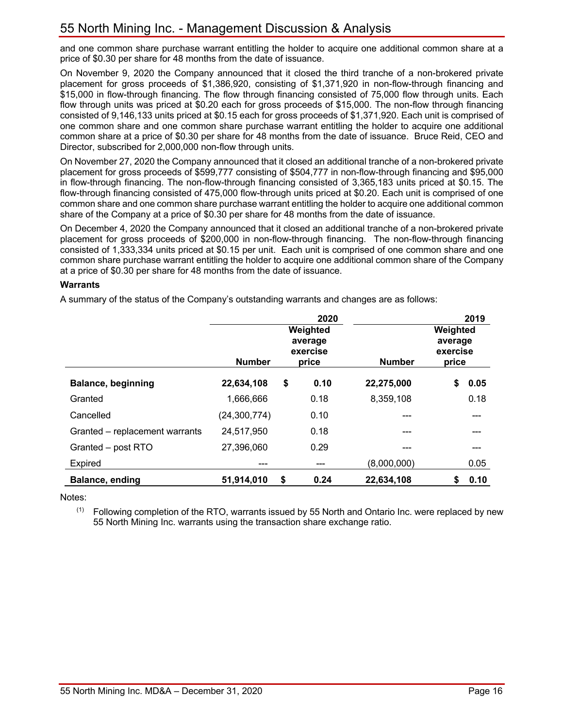and one common share purchase warrant entitling the holder to acquire one additional common share at a price of $0.30 per share for 48 months from the date of issuance.

On November 9, 2020 the Company announced that it closed the third tranche of a non-brokered private placement for gross proceeds of $1,386,920, consisting of $1,371,920 in non-flow-through financing and $15,000 in flow-through financing. The flow through financing consisted of 75,000 flow through units. Each flow through units was priced at $0.20 each for gross proceeds of $15,000. The non-flow through financing consisted of 9,146,133 units priced at $0.15 each for gross proceeds of $1,371,920. Each unit is comprised of one common share and one common share purchase warrant entitling the holder to acquire one additional common share at a price of $0.30 per share for 48 months from the date of issuance. Bruce Reid, CEO and Director, subscribed for 2,000,000 non-flow through units.

On November 27, 2020 the Company announced that it closed an additional tranche of a non-brokered private placement for gross proceeds of $599,777 consisting of $504,777 in non-flow-through financing and $95,000 in flow-through financing. The non-flow-through financing consisted of 3,365,183 units priced at $0.15. The flow-through financing consisted of 475,000 flow-through units priced at $0.20. Each unit is comprised of one common share and one common share purchase warrant entitling the holder to acquire one additional common share of the Company at a price of $0.30 per share for 48 months from the date of issuance.

On December 4, 2020 the Company announced that it closed an additional tranche of a non-brokered private placement for gross proceeds of $200,000 in non-flow-through financing. The non-flow-through financing consisted of 1,333,334 units priced at $0.15 per unit. Each unit is comprised of one common share and one common share purchase warrant entitling the holder to acquire one additional common share of the Company at a price of $0.30 per share for 48 months from the date of issuance.

**Warrants**

A summary of the status of the Company's outstanding warrants and changes are as follows:

| | | 2020 | | 2019 |
|---|---|---|---|---|
| | Number | Weighted average exercise price | Number | Weighted average exercise price |
| **Balance, beginning** | **22,634,108** | **$ 0.10** | **22,275,000** | **$ 0.05** |
| Granted | 1,666,666 | 0.18 | 8,359,108 | 0.18 |
| Cancelled | (24,300,774) | 0.10 | --- | --- |
| Granted – replacement warrants | 24,517,950 | 0.18 | --- | --- |
| Granted – post RTO | 27,396,060 | 0.29 | --- | --- |
| Expired | --- | --- | (8,000,000) | 0.05 |
| **Balance, ending** | **51,914,010** | **$ 0.24** | **22,634,108** | **$ 0.10** |

Notes:

(1) Following completion of the RTO, warrants issued by 55 North and Ontario Inc. were replaced by new 55 North Mining Inc. warrants using the transaction share exchange ratio.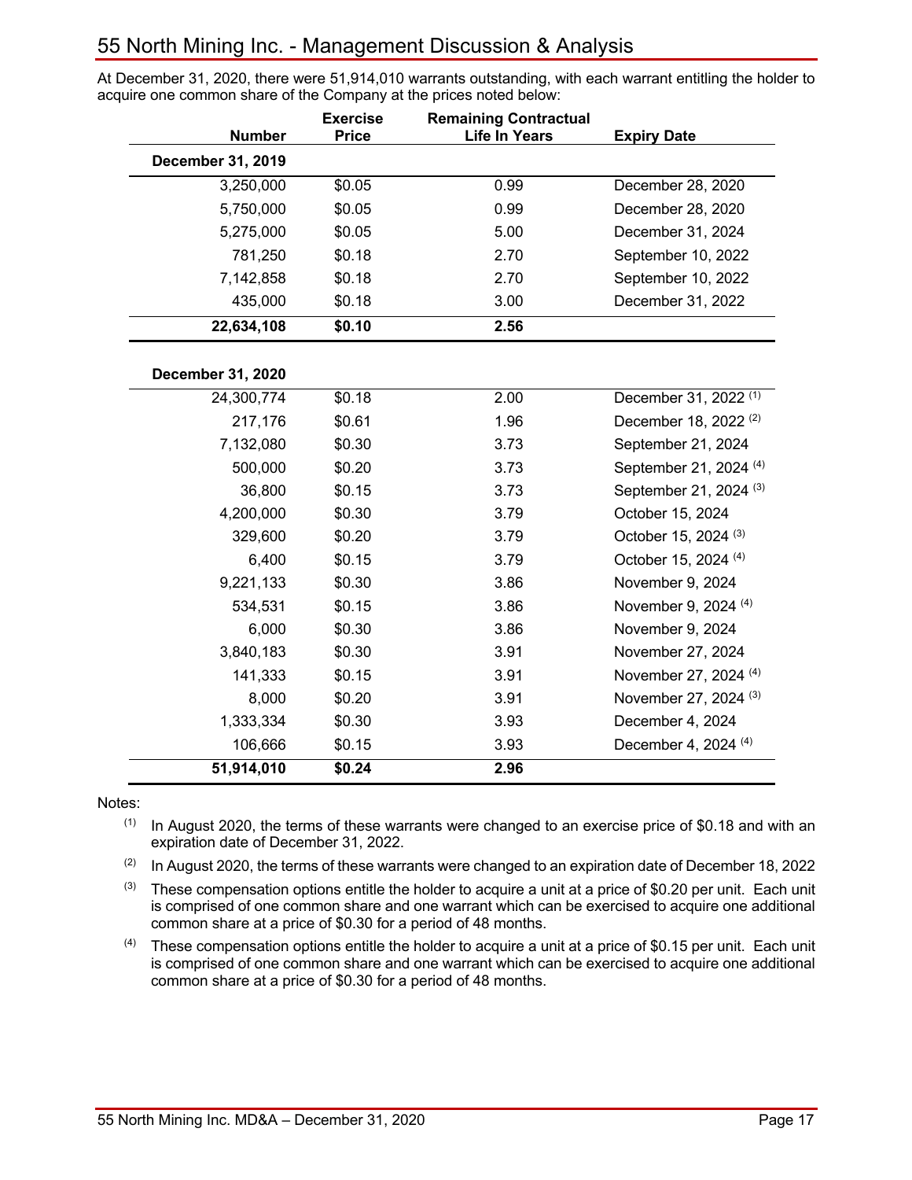At December 31, 2020, there were 51,914,010 warrants outstanding, with each warrant entitling the holder to acquire one common share of the Company at the prices noted below:

| Number | Exercise Price | Remaining Contractual Life In Years | Expiry Date |
|---|---|---|---|
| **December 31, 2019** | | | |
| 3,250,000 | $0.05 | 0.99 | December 28, 2020 |
| 5,750,000 | $0.05 | 0.99 | December 28, 2020 |
| 5,275,000 | $0.05 | 5.00 | December 31, 2024 |
| 781,250 | $0.18 | 2.70 | September 10, 2022 |
| 7,142,858 | $0.18 | 2.70 | September 10, 2022 |
| 435,000 | $0.18 | 3.00 | December 31, 2022 |
| **22,634,108** | **$0.10** | **2.56** | |
| | | | |
| **December 31, 2020** | | | |
| 24,300,774 | $0.18 | 2.00 | December 31, 2022 (1) |
| 217,176 | $0.61 | 1.96 | December 18, 2022 (2) |
| 7,132,080 | $0.30 | 3.73 | September 21, 2024 |
| 500,000 | $0.20 | 3.73 | September 21, 2024 (4) |
| 36,800 | $0.15 | 3.73 | September 21, 2024 (3) |
| 4,200,000 | $0.30 | 3.79 | October 15, 2024 |
| 329,600 | $0.20 | 3.79 | October 15, 2024 (3) |
| 6,400 | $0.15 | 3.79 | October 15, 2024 (4) |
| 9,221,133 | $0.30 | 3.86 | November 9, 2024 |
| 534,531 | $0.15 | 3.86 | November 9, 2024 (4) |
| 6,000 | $0.30 | 3.86 | November 9, 2024 |
| 3,840,183 | $0.30 | 3.91 | November 27, 2024 |
| 141,333 | $0.15 | 3.91 | November 27, 2024 (4) |
| 8,000 | $0.20 | 3.91 | November 27, 2024 (3) |
| 1,333,334 | $0.30 | 3.93 | December 4, 2024 |
| 106,666 | $0.15 | 3.93 | December 4, 2024 (4) |
| **51,914,010** | **$0.24** | **2.96** | |

Notes:

(1) In August 2020, the terms of these warrants were changed to an exercise price of $0.18 and with an expiration date of December 31, 2022.

(2) In August 2020, the terms of these warrants were changed to an expiration date of December 18, 2022

(3) These compensation options entitle the holder to acquire a unit at a price of $0.20 per unit. Each unit is comprised of one common share and one warrant which can be exercised to acquire one additional common share at a price of $0.30 for a period of 48 months.

(4) These compensation options entitle the holder to acquire a unit at a price of $0.15 per unit. Each unit is comprised of one common share and one warrant which can be exercised to acquire one additional common share at a price of $0.30 for a period of 48 months.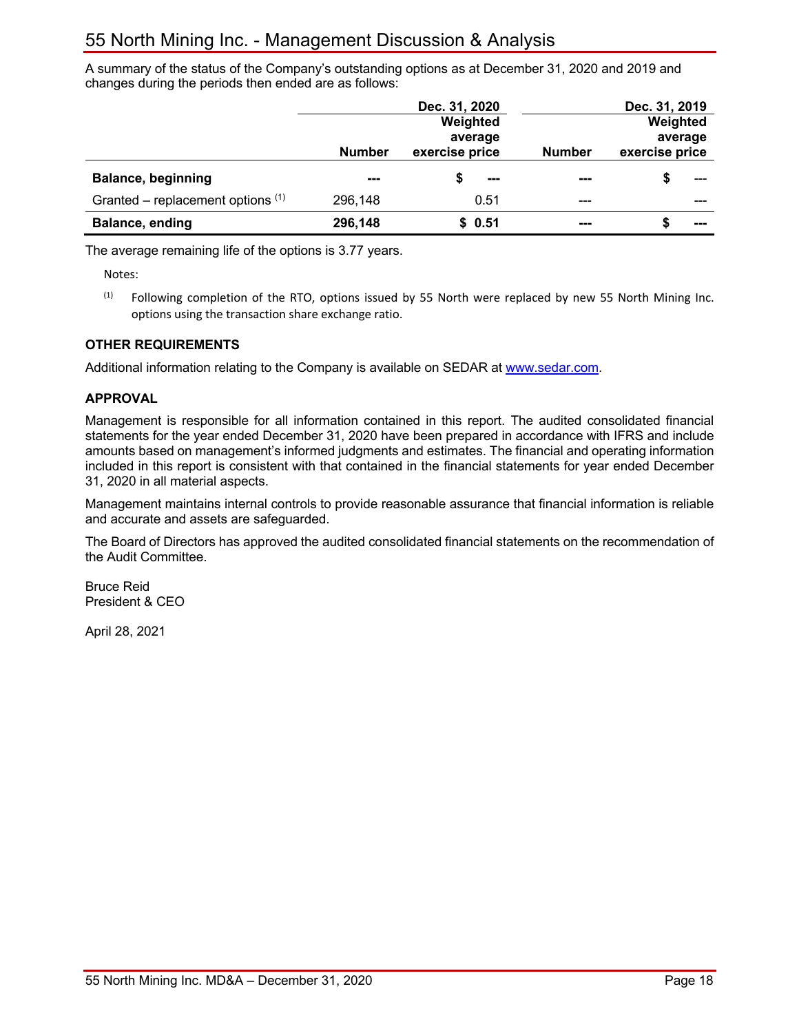A summary of the status of the Company's outstanding options as at December 31, 2020 and 2019 and changes during the periods then ended are as follows:

| | Dec. 31, 2020 | | Dec. 31, 2019 | |
|---|---|---|---|---|
| | Number | Weighted average exercise price | Number | Weighted average exercise price |
| **Balance, beginning** | **---** | **$ ---** | **---** | **$ ---** |
| Granted – replacement options [(1)] | 296,148 | 0.51 | --- | --- |
| **Balance, ending** | **296,148** | **$ 0.51** | **---** | **$ ---** |

The average remaining life of the options is 3.77 years.

Notes:

(1) Following completion of the RTO, options issued by 55 North were replaced by new 55 North Mining Inc. options using the transaction share exchange ratio.

### OTHER REQUIREMENTS

Additional information relating to the Company is available on SEDAR at www.sedar.com.

### APPROVAL

Management is responsible for all information contained in this report. The audited consolidated financial statements for the year ended December 31, 2020 have been prepared in accordance with IFRS and include amounts based on management's informed judgments and estimates. The financial and operating information included in this report is consistent with that contained in the financial statements for year ended December 31, 2020 in all material aspects.

Management maintains internal controls to provide reasonable assurance that financial information is reliable and accurate and assets are safeguarded.

The Board of Directors has approved the audited consolidated financial statements on the recommendation of the Audit Committee.

Bruce Reid
President & CEO

April 28, 2021